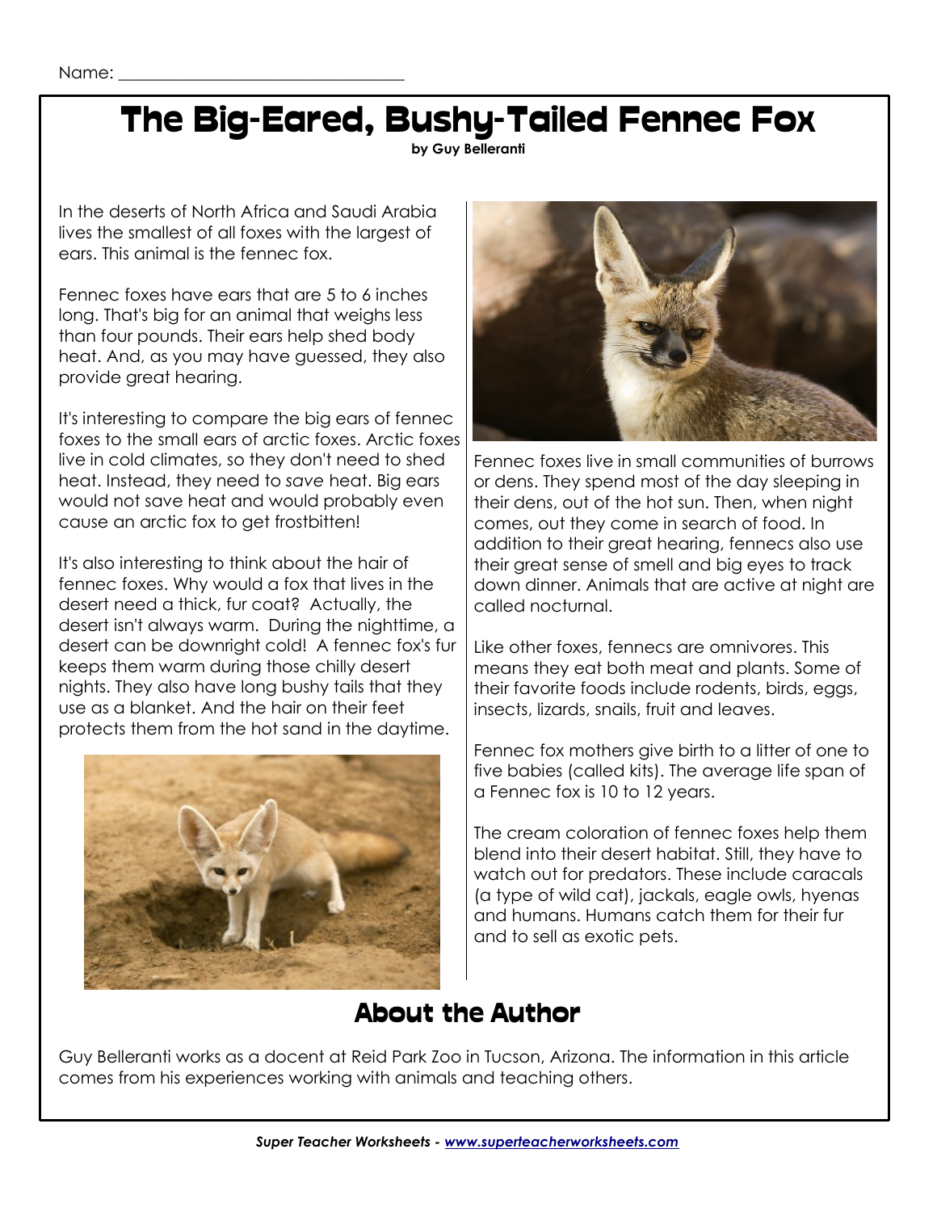Name: ______________________________

# The Big-Eared, Bushy-Tailed Fennec Fox

**by Guy Belleranti**

In the deserts of North Africa and Saudi Arabia lives the smallest of all foxes with the largest of ears. This animal is the fennec fox.

Fennec foxes have ears that are 5 to 6 inches long. That's big for an animal that weighs less than four pounds. Their ears help shed body heat. And, as you may have guessed, they also provide great hearing.

It's interesting to compare the big ears of fennec foxes to the small ears of arctic foxes. Arctic foxes live in cold climates, so they don't need to shed heat. Instead, they need to *save* heat. Big ears would not save heat and would probably even cause an arctic fox to get frostbitten!

It's also interesting to think about the hair of fennec foxes. Why would a fox that lives in the desert need a thick, fur coat? Actually, the desert isn't always warm. During the nighttime, a desert can be downright cold! A fennec fox's fur keeps them warm during those chilly desert nights. They also have long bushy tails that they use as a blanket. And the hair on their feet protects them from the hot sand in the daytime.

Fennec foxes live in small communities of burrows or dens. They spend most of the day sleeping in their dens, out of the hot sun. Then, when night comes, out they come in search of food. In addition to their great hearing, fennecs also use their great sense of smell and big eyes to track down dinner. Animals that are active at night are called nocturnal.

Like other foxes, fennecs are omnivores. This means they eat both meat and plants. Some of their favorite foods include rodents, birds, eggs, insects, lizards, snails, fruit and leaves.

Fennec fox mothers give birth to a litter of one to five babies (called kits). The average life span of a Fennec fox is 10 to 12 years.

The cream coloration of fennec foxes help them blend into their desert habitat. Still, they have to watch out for predators. These include caracals (a type of wild cat), jackals, eagle owls, hyenas and humans. Humans catch them for their fur and to sell as exotic pets.

## About the Author

Guy Belleranti works as a docent at Reid Park Zoo in Tucson, Arizona. The information in this article comes from his experiences working with animals and teaching others.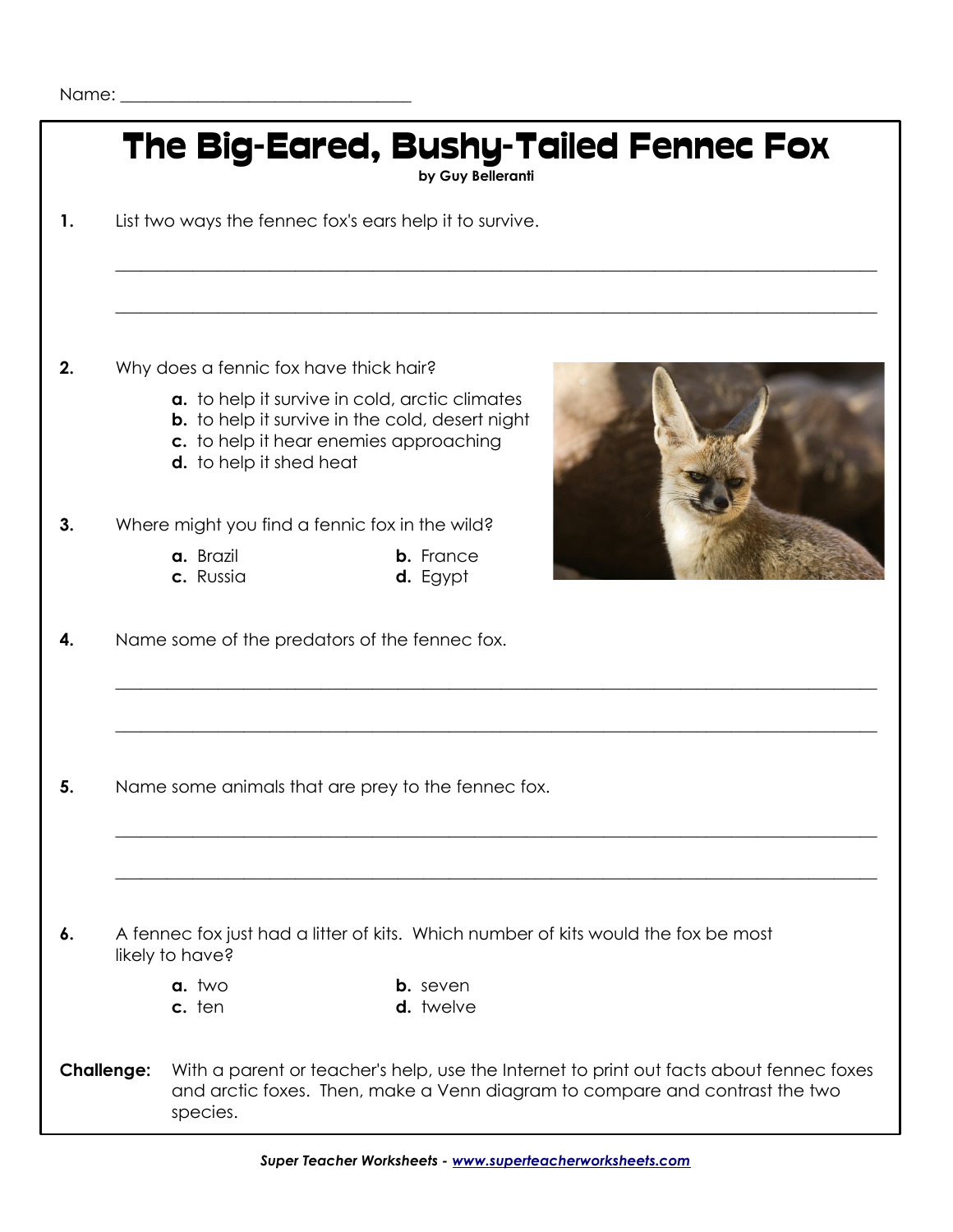Name: ______________________________

# The Big-Eared, Bushy-Tailed Fennec Fox

**by Guy Belleranti**

**1.** List two ways the fennec fox's ears help it to survive.

______________________________________________________________________

______________________________________________________________________

**2.** Why does a fennic fox have thick hair?

- **a.** to help it survive in cold, arctic climates
- **b.** to help it survive in the cold, desert night
- **c.** to help it hear enemies approaching
- **d.** to help it shed heat

**3.** Where might you find a fennic fox in the wild?

- **a.** Brazil
- **b.** France
- **c.** Russia
- **d.** Egypt

**4.** Name some of the predators of the fennec fox.

______________________________________________________________________

______________________________________________________________________

**5.** Name some animals that are prey to the fennec fox.

______________________________________________________________________

______________________________________________________________________

**6.** A fennec fox just had a litter of kits. Which number of kits would the fox be most likely to have?

- **a.** two
- **b.** seven
- **c.** ten
- **d.** twelve

**Challenge:** With a parent or teacher's help, use the Internet to print out facts about fennec foxes and arctic foxes. Then, make a Venn diagram to compare and contrast the two species.

*Super Teacher Worksheets - www.superteacherworksheets.com*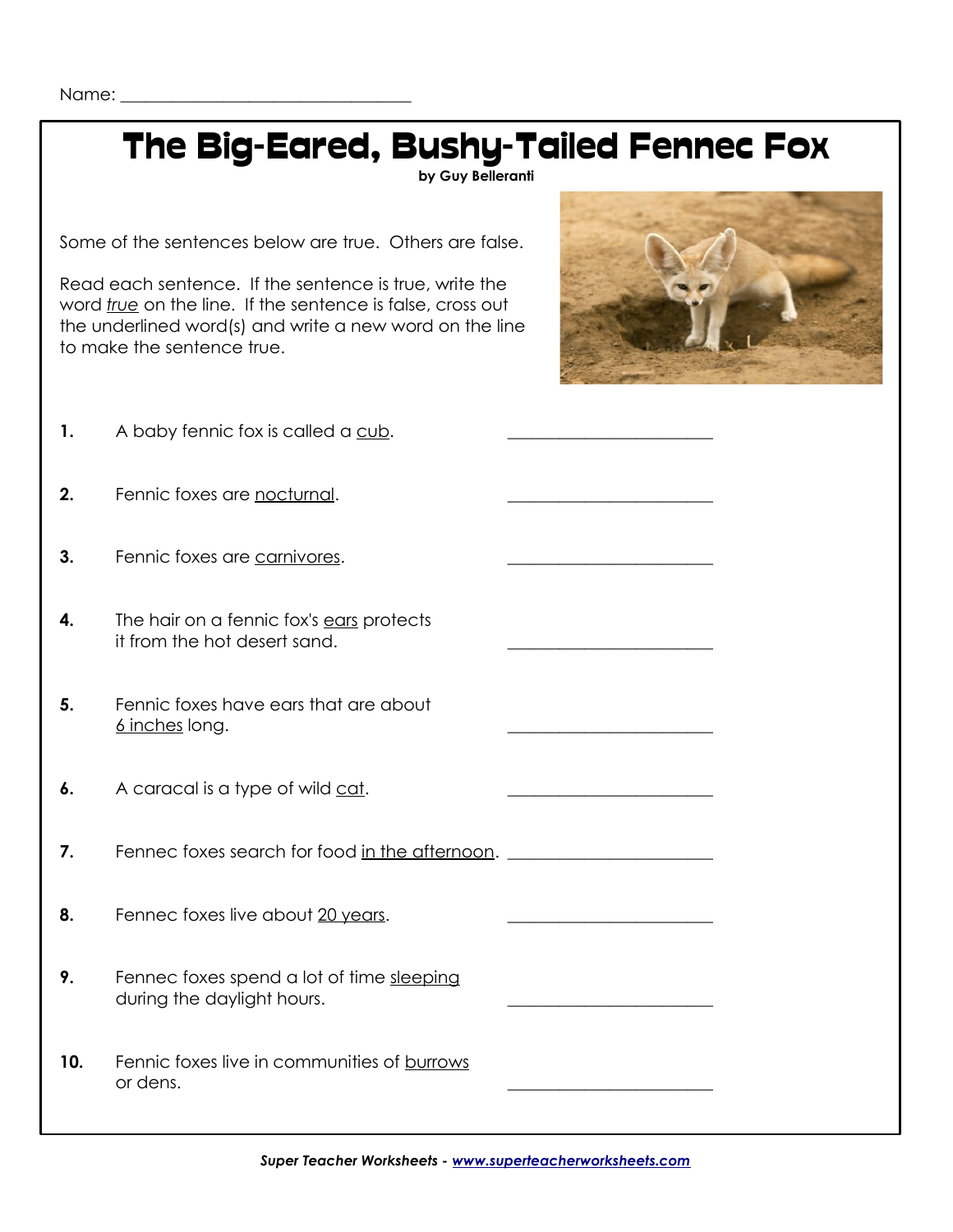Name: ______________________________

# The Big-Eared, Bushy-Tailed Fennec Fox

**by Guy Belleranti**

Some of the sentences below are true. Others are false.

Read each sentence. If the sentence is true, write the word <u>*true*</u> on the line. If the sentence is false, cross out the underlined word(s) and write a new word on the line to make the sentence true.

**1.** A baby fennic fox is called a <u>cub</u>. ______________________

**2.** Fennic foxes are <u>nocturnal</u>. ______________________

**3.** Fennic foxes are <u>carnivores</u>. ______________________

**4.** The hair on a fennic fox's <u>ears</u> protects it from the hot desert sand. ______________________

**5.** Fennic foxes have ears that are about <u>6 inches</u> long. ______________________

**6.** A caracal is a type of wild <u>cat</u>. ______________________

**7.** Fennec foxes search for food <u>in the afternoon</u>. ______________________

**8.** Fennec foxes live about <u>20 years</u>. ______________________

**9.** Fennec foxes spend a lot of time <u>sleeping</u> during the daylight hours. ______________________

**10.** Fennic foxes live in communities of <u>burrows</u> or dens. ______________________

*Super Teacher Worksheets - www.superteacherworksheets.com*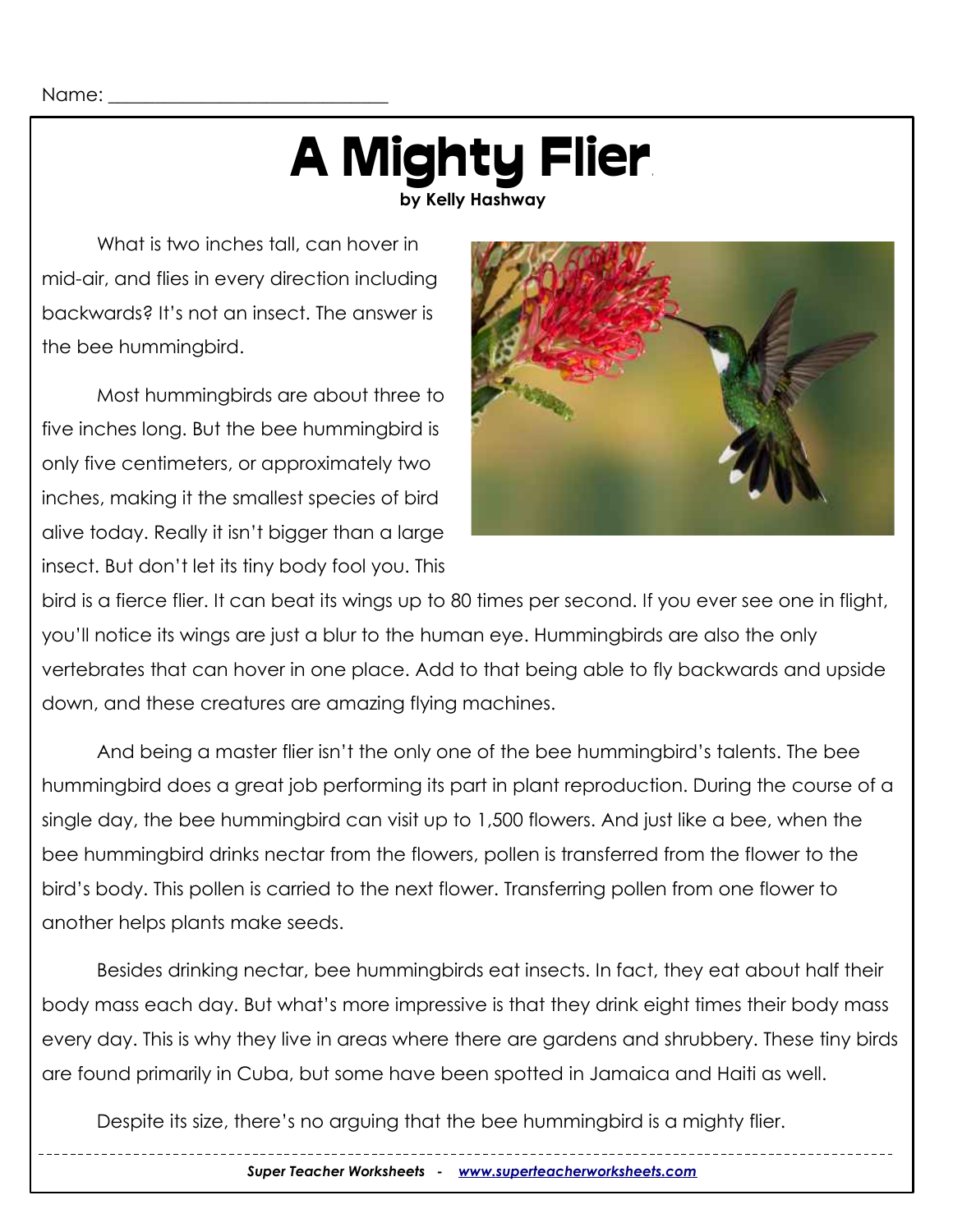Name: ______________________________

# A Mighty Flier

**by Kelly Hashway**

What is two inches tall, can hover in mid-air, and flies in every direction including backwards? It's not an insect. The answer is the bee hummingbird.

Most hummingbirds are about three to five inches long. But the bee hummingbird is only five centimeters, or approximately two inches, making it the smallest species of bird alive today. Really it isn't bigger than a large insect. But don't let its tiny body fool you. This bird is a fierce flier. It can beat its wings up to 80 times per second. If you ever see one in flight, you'll notice its wings are just a blur to the human eye. Hummingbirds are also the only vertebrates that can hover in one place. Add to that being able to fly backwards and upside down, and these creatures are amazing flying machines.

And being a master flier isn't the only one of the bee hummingbird's talents. The bee hummingbird does a great job performing its part in plant reproduction. During the course of a single day, the bee hummingbird can visit up to 1,500 flowers. And just like a bee, when the bee hummingbird drinks nectar from the flowers, pollen is transferred from the flower to the bird's body. This pollen is carried to the next flower. Transferring pollen from one flower to another helps plants make seeds.

Besides drinking nectar, bee hummingbirds eat insects. In fact, they eat about half their body mass each day. But what's more impressive is that they drink eight times their body mass every day. This is why they live in areas where there are gardens and shrubbery. These tiny birds are found primarily in Cuba, but some have been spotted in Jamaica and Haiti as well.

Despite its size, there's no arguing that the bee hummingbird is a mighty flier.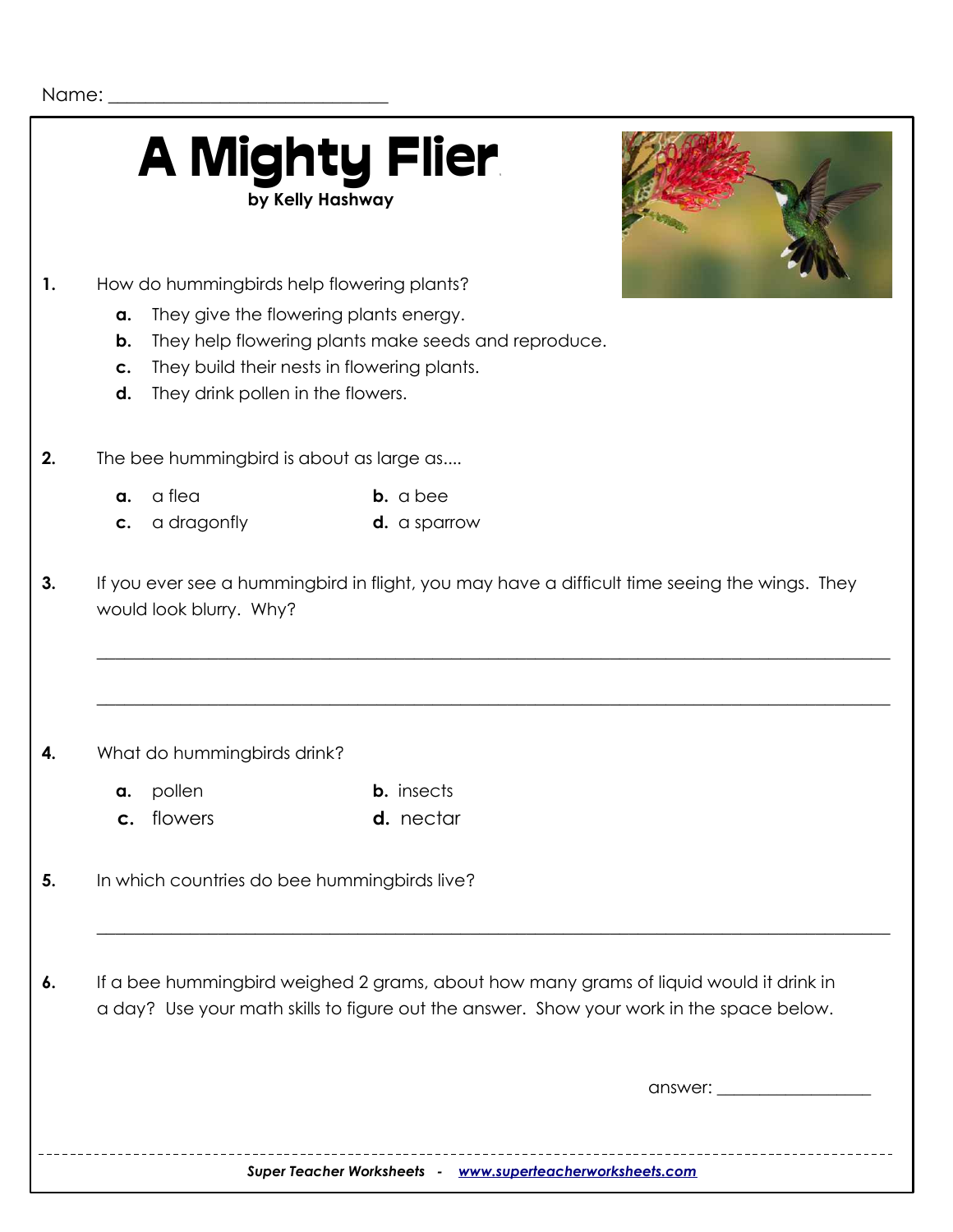Name: ______________________________

# A Mighty Flier

**by Kelly Hashway**

**1.** How do hummingbirds help flowering plants?

- **a.** They give the flowering plants energy.
- **b.** They help flowering plants make seeds and reproduce.
- **c.** They build their nests in flowering plants.
- **d.** They drink pollen in the flowers.

**2.** The bee hummingbird is about as large as....

- **a.** a flea
- **b.** a bee
- **c.** a dragonfly
- **d.** a sparrow

**3.** If you ever see a hummingbird in flight, you may have a difficult time seeing the wings. They would look blurry. Why?

_______________________________________________________________________________

_______________________________________________________________________________

**4.** What do hummingbirds drink?

- **a.** pollen
- **b.** insects
- **c.** flowers
- **d.** nectar

**5.** In which countries do bee hummingbirds live?

_______________________________________________________________________________

**6.** If a bee hummingbird weighed 2 grams, about how many grams of liquid would it drink in a day? Use your math skills to figure out the answer. Show your work in the space below.

answer: ________________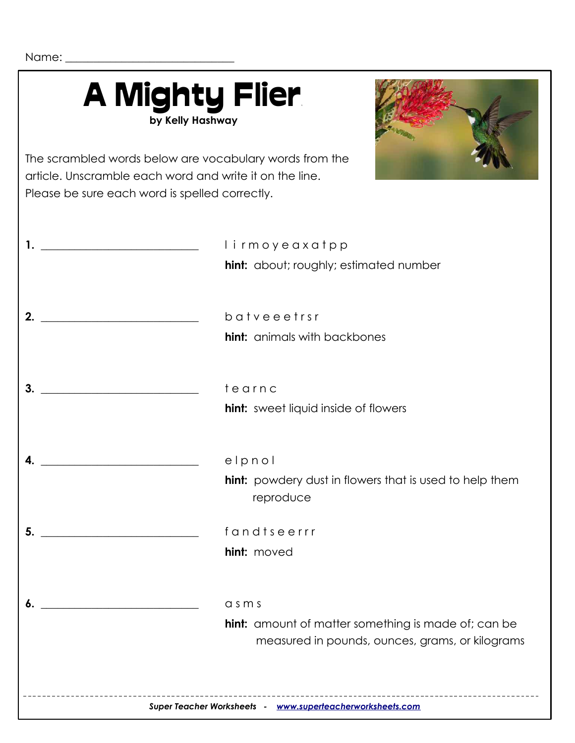Name: ____________________________

# A Mighty Flier

**by Kelly Hashway**

The scrambled words below are vocabulary words from the article. Unscramble each word and write it on the line. Please be sure each word is spelled correctly.

**1.** ____________________________ l i r m o y e a x a t p p

**hint:** about; roughly; estimated number

**2.** ____________________________ b a t v e e e t r s r

**hint:** animals with backbones

**3.** ____________________________ t e a r n c

**hint:** sweet liquid inside of flowers

**4.** ____________________________ e l p n o l

**hint:** powdery dust in flowers that is used to help them reproduce

**5.** ____________________________ f a n d t s e e r r r

**hint:** moved

**6.** ____________________________ a s m s

**hint:** amount of matter something is made of; can be measured in pounds, ounces, grams, or kilograms

***Super Teacher Worksheets - www.superteacherworksheets.com***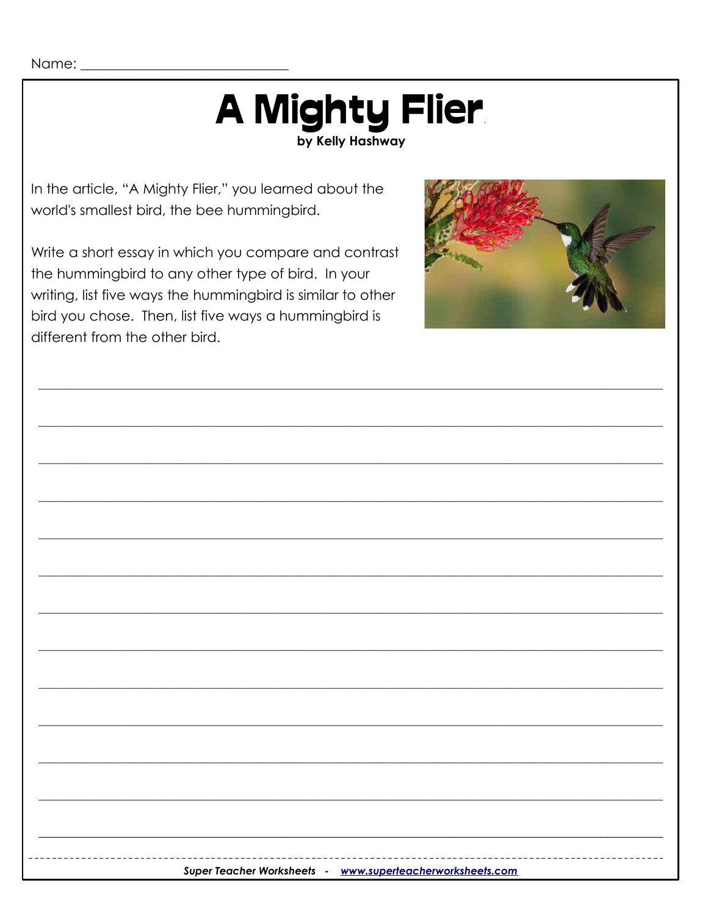Name: ______________________________

# A Mighty Flier

**by Kelly Hashway**

In the article, "A Mighty Flier," you learned about the world's smallest bird, the bee hummingbird.

Write a short essay in which you compare and contrast the hummingbird to any other type of bird. In your writing, list five ways the hummingbird is similar to other bird you chose. Then, list five ways a hummingbird is different from the other bird.

___________________________________________________________________________

___________________________________________________________________________

___________________________________________________________________________

___________________________________________________________________________

___________________________________________________________________________

___________________________________________________________________________

___________________________________________________________________________

___________________________________________________________________________

___________________________________________________________________________

___________________________________________________________________________

___________________________________________________________________________

___________________________________________________________________________

___________________________________________________________________________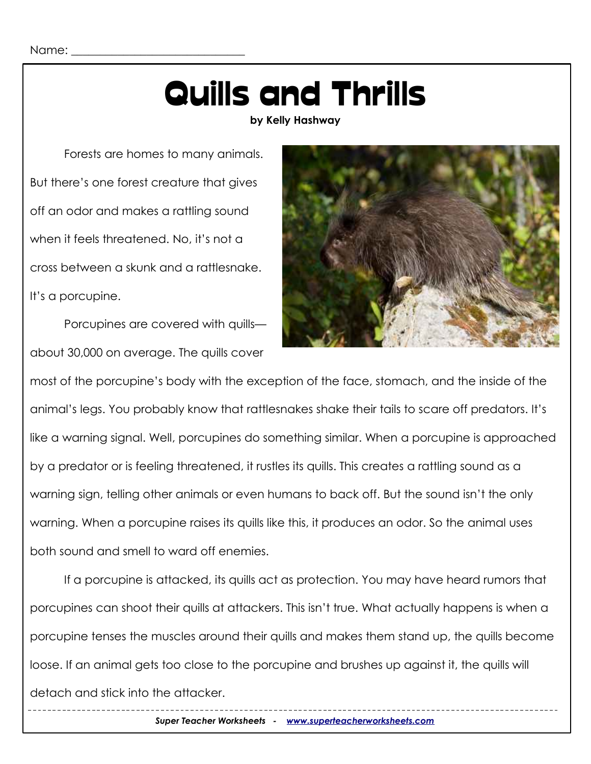Name: ______________________________

# Quills and Thrills

**by Kelly Hashway**

Forests are homes to many animals. But there's one forest creature that gives off an odor and makes a rattling sound when it feels threatened. No, it's not a cross between a skunk and a rattlesnake. It's a porcupine.

Porcupines are covered with quills—about 30,000 on average. The quills cover most of the porcupine's body with the exception of the face, stomach, and the inside of the animal's legs. You probably know that rattlesnakes shake their tails to scare off predators. It's like a warning signal. Well, porcupines do something similar. When a porcupine is approached by a predator or is feeling threatened, it rustles its quills. This creates a rattling sound as a warning sign, telling other animals or even humans to back off. But the sound isn't the only warning. When a porcupine raises its quills like this, it produces an odor. So the animal uses both sound and smell to ward off enemies.

If a porcupine is attacked, its quills act as protection. You may have heard rumors that porcupines can shoot their quills at attackers. This isn't true. What actually happens is when a porcupine tenses the muscles around their quills and makes them stand up, the quills become loose. If an animal gets too close to the porcupine and brushes up against it, the quills will detach and stick into the attacker.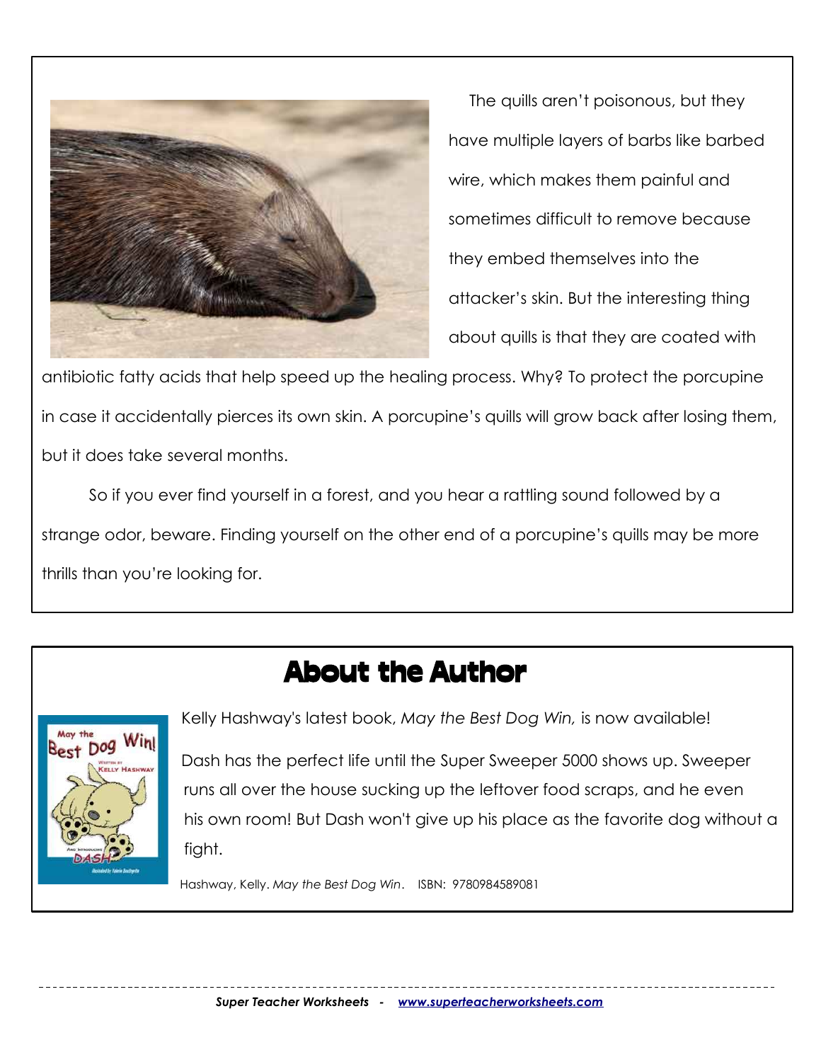The quills aren't poisonous, but they have multiple layers of barbs like barbed wire, which makes them painful and sometimes difficult to remove because they embed themselves into the attacker's skin. But the interesting thing about quills is that they are coated with antibiotic fatty acids that help speed up the healing process. Why? To protect the porcupine in case it accidentally pierces its own skin. A porcupine's quills will grow back after losing them, but it does take several months.

So if you ever find yourself in a forest, and you hear a rattling sound followed by a strange odor, beware. Finding yourself on the other end of a porcupine's quills may be more thrills than you're looking for.

## About the Author

Kelly Hashway's latest book, *May the Best Dog Win,* is now available!

Dash has the perfect life until the Super Sweeper 5000 shows up. Sweeper runs all over the house sucking up the leftover food scraps, and he even his own room! But Dash won't give up his place as the favorite dog without a fight.

Hashway, Kelly. *May the Best Dog Win*. ISBN: 9780984589081

*Super Teacher Worksheets - www.superteacherworksheets.com*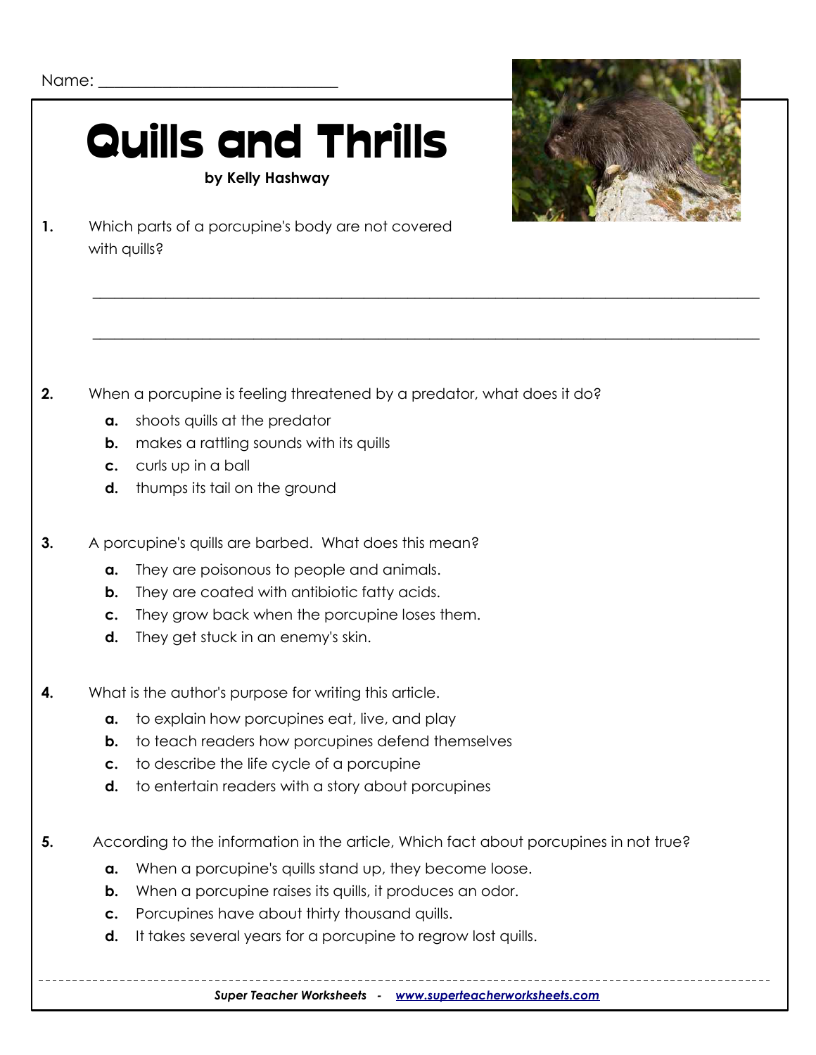Name: ______________________________

# Quills and Thrills

**by Kelly Hashway**

**1.** Which parts of a porcupine's body are not covered with quills?

_______________________________________________________________________________

_______________________________________________________________________________

**2.** When a porcupine is feeling threatened by a predator, what does it do?

- **a.** shoots quills at the predator
- **b.** makes a rattling sounds with its quills
- **c.** curls up in a ball
- **d.** thumps its tail on the ground

**3.** A porcupine's quills are barbed. What does this mean?

- **a.** They are poisonous to people and animals.
- **b.** They are coated with antibiotic fatty acids.
- **c.** They grow back when the porcupine loses them.
- **d.** They get stuck in an enemy's skin.

**4.** What is the author's purpose for writing this article.

- **a.** to explain how porcupines eat, live, and play
- **b.** to teach readers how porcupines defend themselves
- **c.** to describe the life cycle of a porcupine
- **d.** to entertain readers with a story about porcupines

**5.** According to the information in the article, Which fact about porcupines in not true?

- **a.** When a porcupine's quills stand up, they become loose.
- **b.** When a porcupine raises its quills, it produces an odor.
- **c.** Porcupines have about thirty thousand quills.
- **d.** It takes several years for a porcupine to regrow lost quills.

*Super Teacher Worksheets - www.superteacherworksheets.com*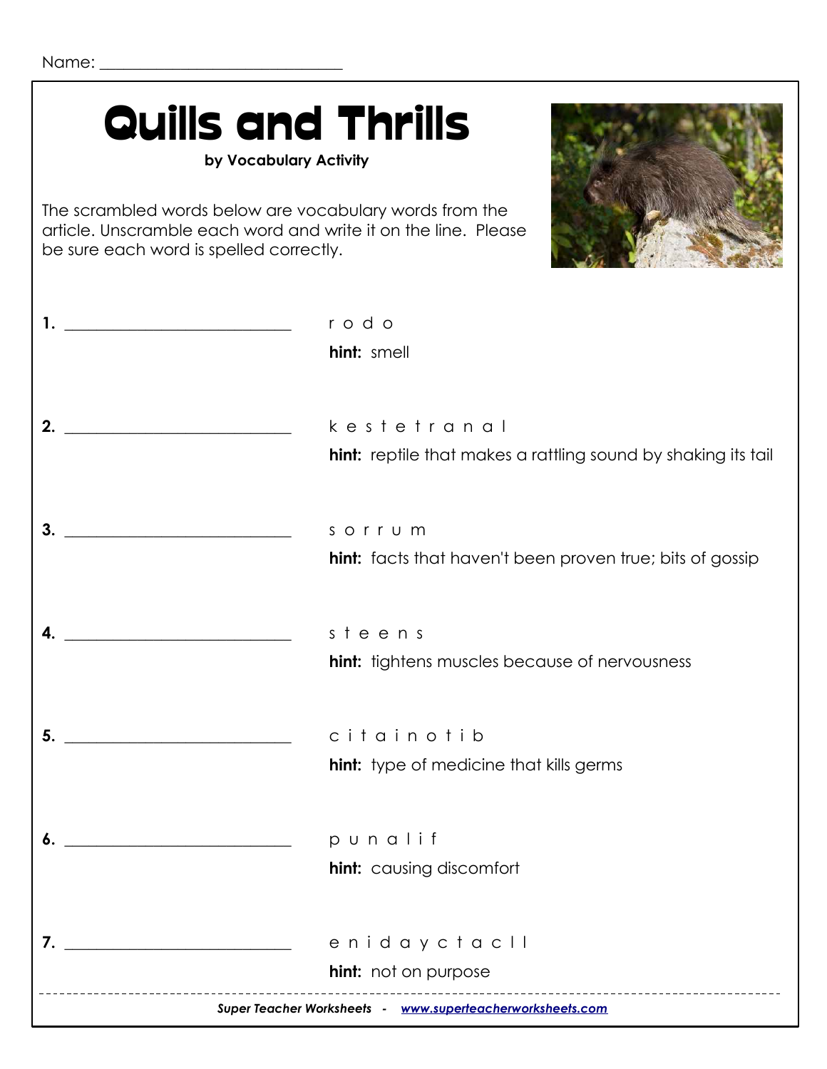Name: ______________________________

# Quills and Thrills

**by Vocabulary Activity**

The scrambled words below are vocabulary words from the article. Unscramble each word and write it on the line. Please be sure each word is spelled correctly.

**1.** ______________________________ r o d o

**hint:** smell

**2.** ______________________________ k e s t e t r a n a l

**hint:** reptile that makes a rattling sound by shaking its tail

**3.** ______________________________ s o r r u m

**hint:** facts that haven't been proven true; bits of gossip

**4.** ______________________________ s t e e n s

**hint:** tightens muscles because of nervousness

**5.** ______________________________ c i t a i n o t i b

**hint:** type of medicine that kills germs

**6.** ______________________________ p u n a l i f

**hint:** causing discomfort

**7.** ______________________________ e n i d a y c t a c l l

**hint:** not on purpose

*Super Teacher Worksheets - www.superteacherworksheets.com*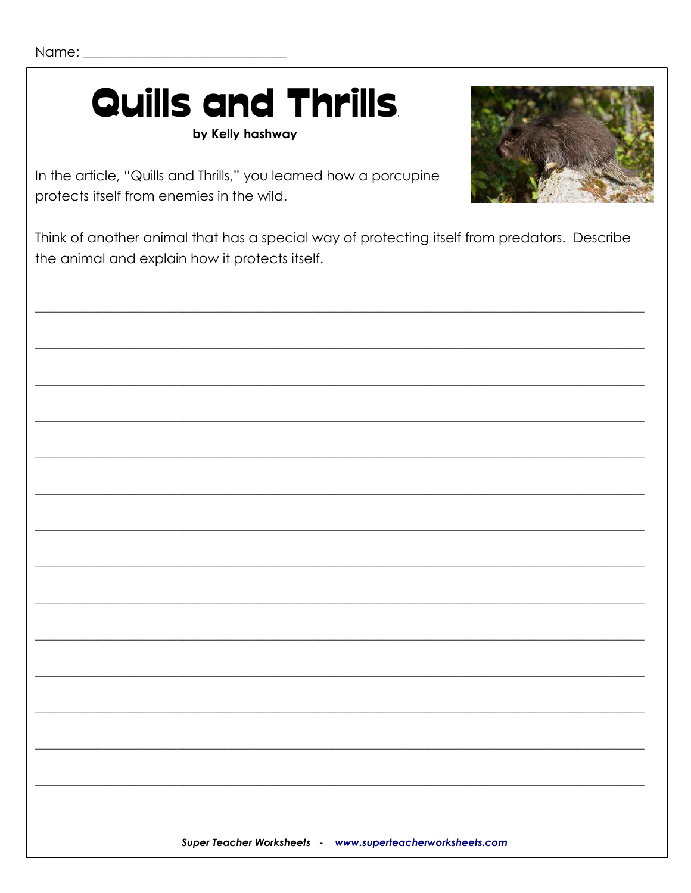Name: ______________________________

# Quills and Thrills

**by Kelly hashway**

In the article, "Quills and Thrills," you learned how a porcupine protects itself from enemies in the wild.

Think of another animal that has a special way of protecting itself from predators. Describe the animal and explain how it protects itself.

____________________________________________________________________________________

____________________________________________________________________________________

____________________________________________________________________________________

____________________________________________________________________________________

____________________________________________________________________________________

____________________________________________________________________________________

____________________________________________________________________________________

____________________________________________________________________________________

____________________________________________________________________________________

____________________________________________________________________________________

____________________________________________________________________________________

____________________________________________________________________________________

____________________________________________________________________________________

____________________________________________________________________________________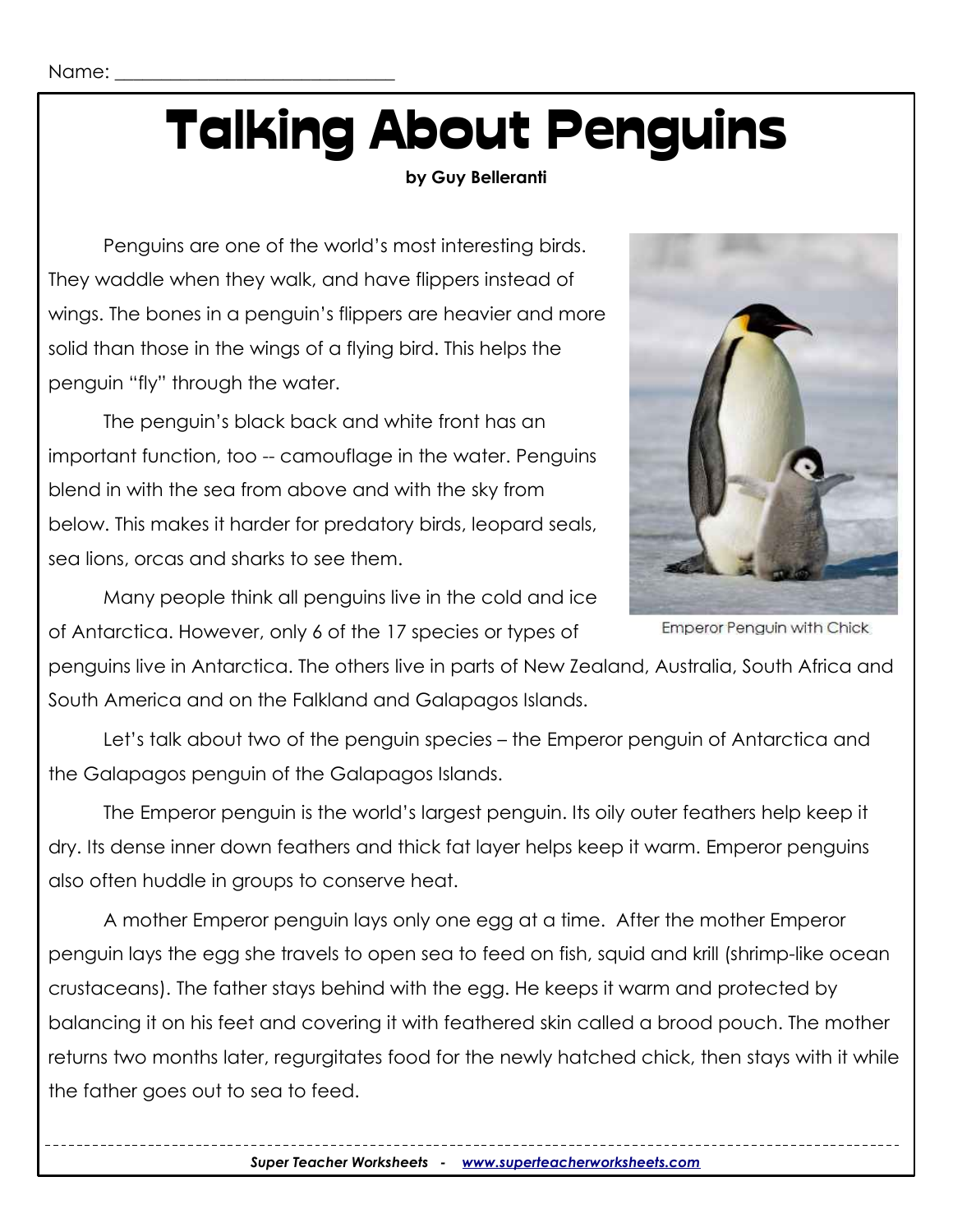Name: ______________________________

# Talking About Penguins

**by Guy Belleranti**

Penguins are one of the world's most interesting birds. They waddle when they walk, and have flippers instead of wings. The bones in a penguin's flippers are heavier and more solid than those in the wings of a flying bird. This helps the penguin "fly" through the water.

The penguin's black back and white front has an important function, too -- camouflage in the water. Penguins blend in with the sea from above and with the sky from below. This makes it harder for predatory birds, leopard seals, sea lions, orcas and sharks to see them.

Emperor Penguin with Chick

Many people think all penguins live in the cold and ice of Antarctica. However, only 6 of the 17 species or types of penguins live in Antarctica. The others live in parts of New Zealand, Australia, South Africa and South America and on the Falkland and Galapagos Islands.

Let's talk about two of the penguin species – the Emperor penguin of Antarctica and the Galapagos penguin of the Galapagos Islands.

The Emperor penguin is the world's largest penguin. Its oily outer feathers help keep it dry. Its dense inner down feathers and thick fat layer helps keep it warm. Emperor penguins also often huddle in groups to conserve heat.

A mother Emperor penguin lays only one egg at a time. After the mother Emperor penguin lays the egg she travels to open sea to feed on fish, squid and krill (shrimp-like ocean crustaceans). The father stays behind with the egg. He keeps it warm and protected by balancing it on his feet and covering it with feathered skin called a brood pouch. The mother returns two months later, regurgitates food for the newly hatched chick, then stays with it while the father goes out to sea to feed.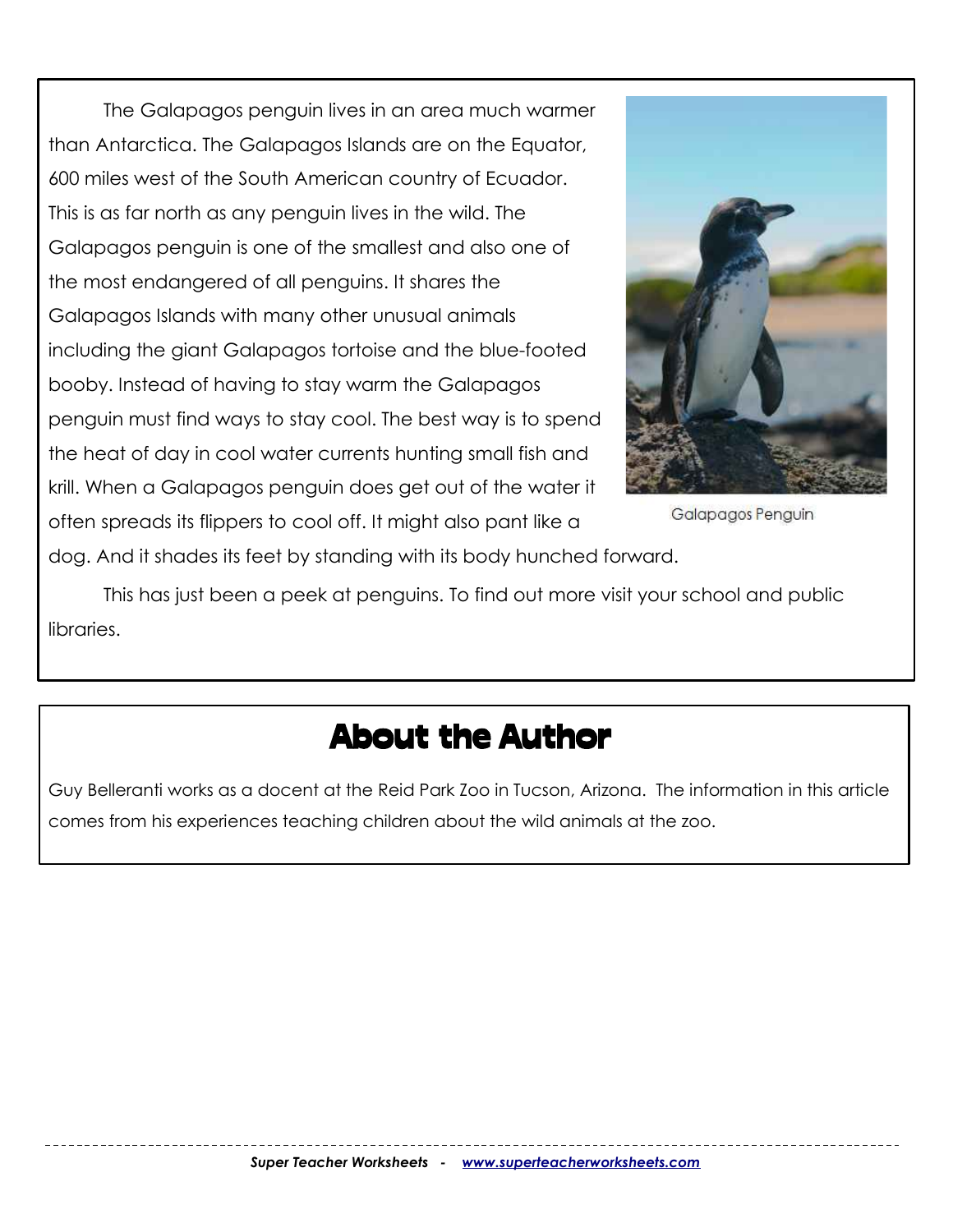The Galapagos penguin lives in an area much warmer than Antarctica. The Galapagos Islands are on the Equator, 600 miles west of the South American country of Ecuador. This is as far north as any penguin lives in the wild. The Galapagos penguin is one of the smallest and also one of the most endangered of all penguins. It shares the Galapagos Islands with many other unusual animals including the giant Galapagos tortoise and the blue-footed booby. Instead of having to stay warm the Galapagos penguin must find ways to stay cool. The best way is to spend the heat of day in cool water currents hunting small fish and krill. When a Galapagos penguin does get out of the water it often spreads its flippers to cool off. It might also pant like a dog. And it shades its feet by standing with its body hunched forward.

Galapagos Penguin

This has just been a peek at penguins. To find out more visit your school and public libraries.

## About the Author

Guy Belleranti works as a docent at the Reid Park Zoo in Tucson, Arizona. The information in this article comes from his experiences teaching children about the wild animals at the zoo.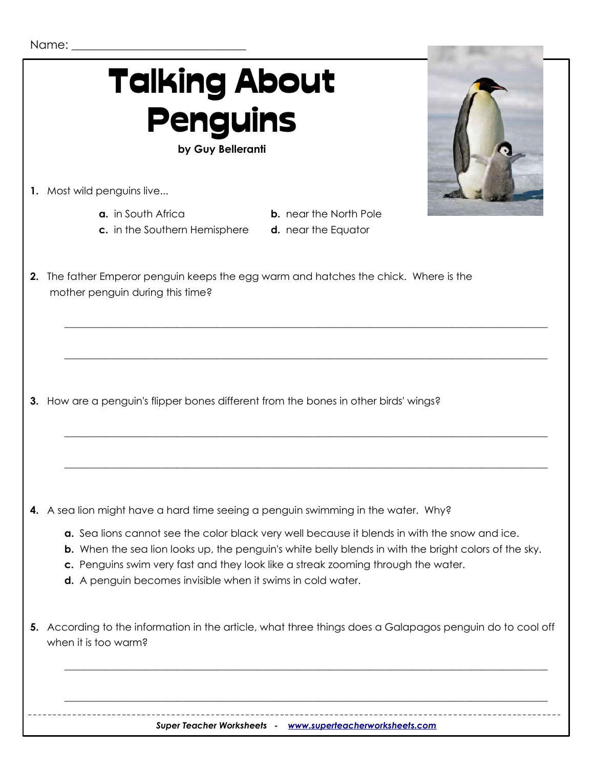Name: ______________________________

# Talking About Penguins

**by Guy Belleranti**

1. Most wild penguins live...

   **a.** in South Africa
   **b.** near the North Pole
   **c.** in the Southern Hemisphere
   **d.** near the Equator

2. The father Emperor penguin keeps the egg warm and hatches the chick. Where is the mother penguin during this time?

   ______________________________________________________________________________

   ______________________________________________________________________________

3. How are a penguin's flipper bones different from the bones in other birds' wings?

   ______________________________________________________________________________

   ______________________________________________________________________________

4. A sea lion might have a hard time seeing a penguin swimming in the water. Why?

   **a.** Sea lions cannot see the color black very well because it blends in with the snow and ice.
   **b.** When the sea lion looks up, the penguin's white belly blends in with the bright colors of the sky.
   **c.** Penguins swim very fast and they look like a streak zooming through the water.
   **d.** A penguin becomes invisible when it swims in cold water.

5. According to the information in the article, what three things does a Galapagos penguin do to cool off when it is too warm?

   ______________________________________________________________________________

   ______________________________________________________________________________

*Super Teacher Worksheets - www.superteacherworksheets.com*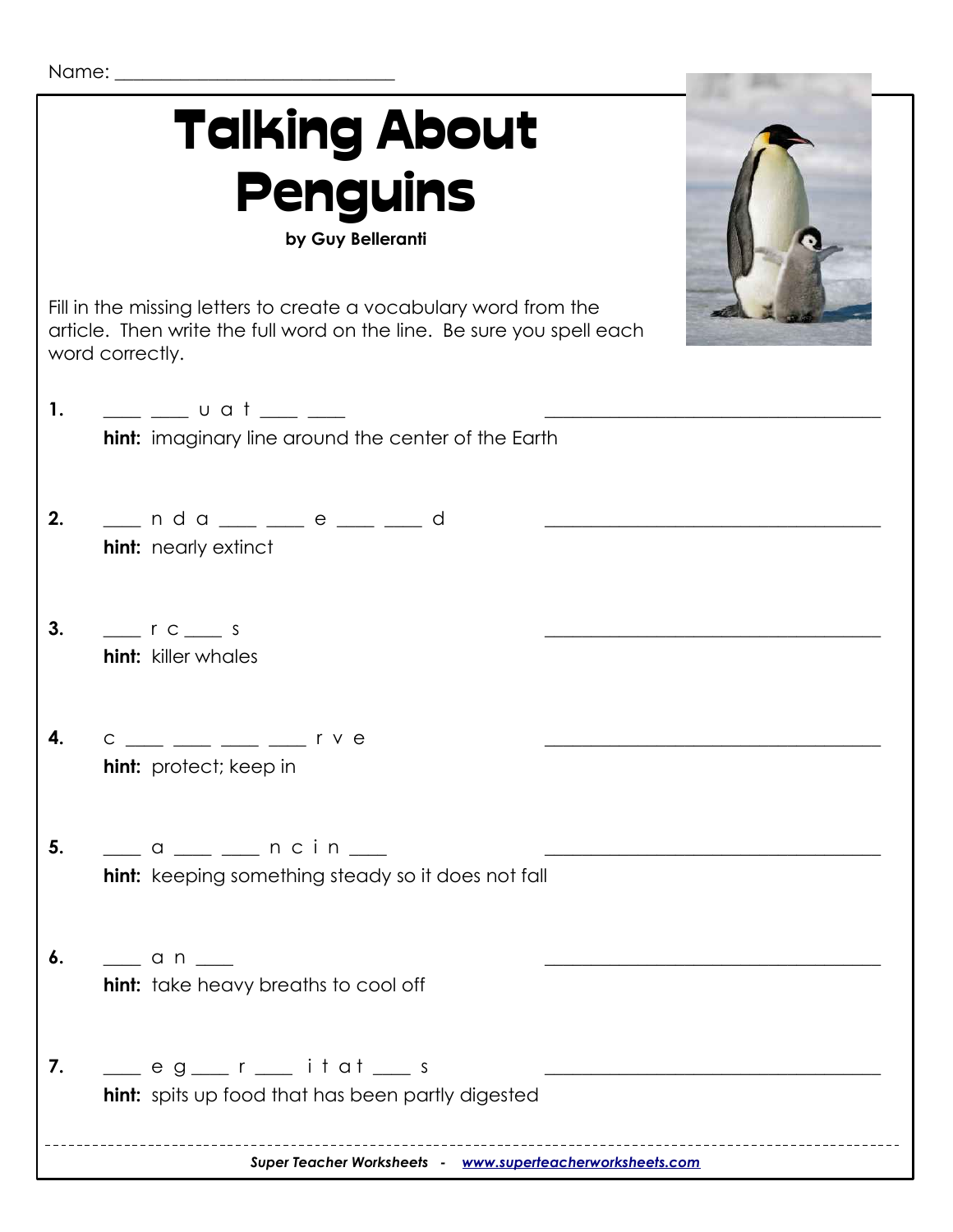Name: ______________________________

# Talking About Penguins

**by Guy Belleranti**

Fill in the missing letters to create a vocabulary word from the article. Then write the full word on the line. Be sure you spell each word correctly.

**1.** \_\_\_ \_\_\_ u a t \_\_\_ \_\_\_ ______________________________

**hint:** imaginary line around the center of the Earth

**2.** \_\_\_ n d a \_\_\_ \_\_\_ e \_\_\_ \_\_\_ d ______________________________

**hint:** nearly extinct

**3.** \_\_\_ r c \_\_\_ s ______________________________

**hint:** killer whales

**4.** c \_\_\_ \_\_\_ \_\_\_ \_\_\_ r v e ______________________________

**hint:** protect; keep in

**5.** \_\_\_ a \_\_\_ \_\_\_ n c i n \_\_\_ ______________________________

**hint:** keeping something steady so it does not fall

**6.** \_\_\_ a n \_\_\_ ______________________________

**hint:** take heavy breaths to cool off

**7.** \_\_\_ e g \_\_\_ r \_\_\_ i t a t \_\_\_ s ______________________________

**hint:** spits up food that has been partly digested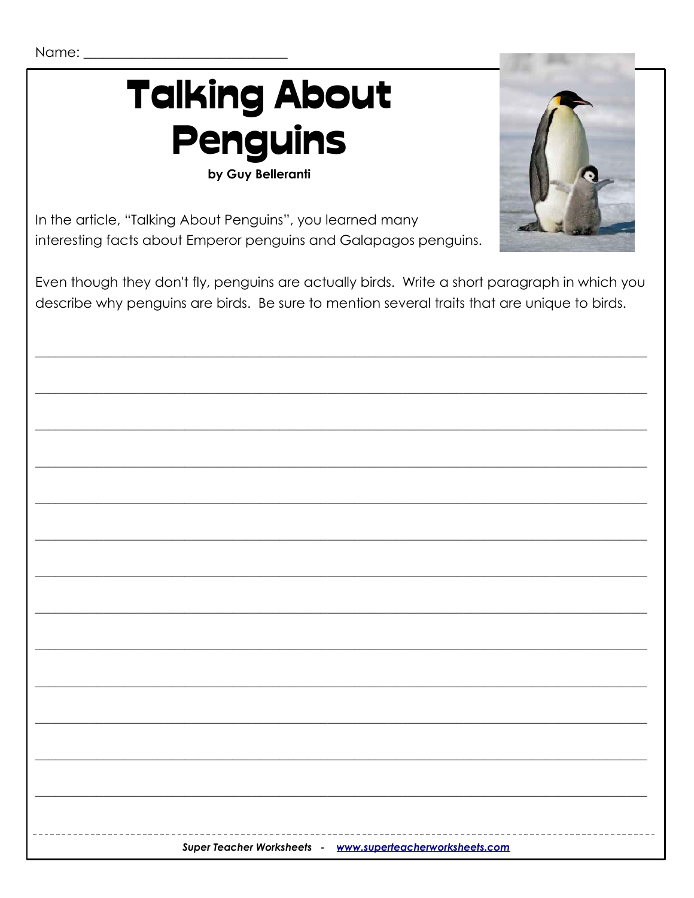Name: ______________________________

# Talking About Penguins

**by Guy Belleranti**

In the article, "Talking About Penguins", you learned many interesting facts about Emperor penguins and Galapagos penguins.

Even though they don't fly, penguins are actually birds. Write a short paragraph in which you describe why penguins are birds. Be sure to mention several traits that are unique to birds.

_______________________________________________________________________________

_______________________________________________________________________________

_______________________________________________________________________________

_______________________________________________________________________________

_______________________________________________________________________________

_______________________________________________________________________________

_______________________________________________________________________________

_______________________________________________________________________________

_______________________________________________________________________________

_______________________________________________________________________________

_______________________________________________________________________________

_______________________________________________________________________________

_______________________________________________________________________________

*Super Teacher Worksheets - www.superteacherworksheets.com*